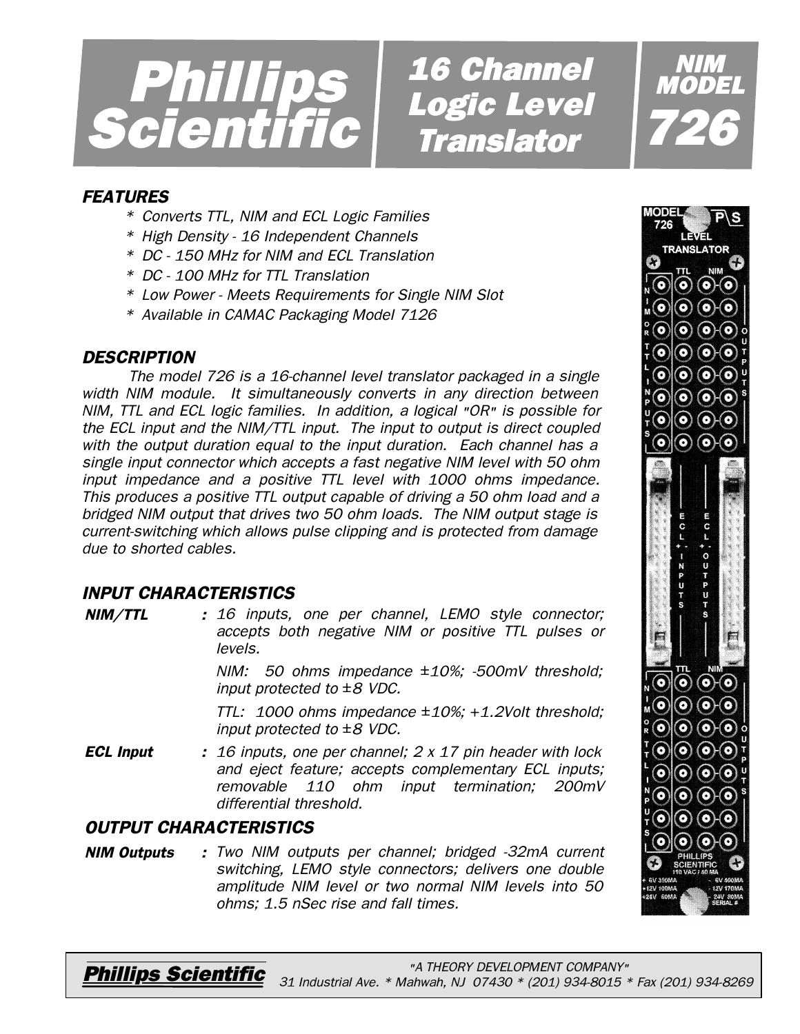# Phillips Scientific — 16 Channel Logic Level Translator — NIM MODEL 726

### FEATURES

- *Converts TTL, NIM and ECL Logic Families*
- *High Density - 16 Independent Channels*
- *DC - 150 MHz for NIM and ECL Translation*
- *DC - 100 MHz for TTL Translation*
- *Low Power - Meets Requirements for Single NIM Slot*
- *Available in CAMAC Packaging Model 7126*

### DESCRIPTION

*The model 726 is a 16-channel level translator packaged in a single width NIM module. It simultaneously converts in any direction between NIM, TTL and ECL logic families. In addition, a logical "OR" is possible for the ECL input and the NIM/TTL input. The input to output is direct coupled with the output duration equal to the input duration. Each channel has a single input connector which accepts a fast negative NIM level with 50 ohm input impedance and a positive TTL level with 1000 ohms impedance. This produces a positive TTL output capable of driving a 50 ohm load and a bridged NIM output that drives two 50 ohm loads. The NIM output stage is current-switching which allows pulse clipping and is protected from damage due to shorted cables.*

### INPUT CHARACTERISTICS

***NIM/TTL*** **:** *16 inputs, one per channel, LEMO style connector; accepts both negative NIM or positive TTL pulses or levels.*

*NIM: 50 ohms impedance ±10%; -500mV threshold; input protected to ±8 VDC.*

*TTL: 1000 ohms impedance ±10%; +1.2Volt threshold; input protected to ±8 VDC.*

***ECL Input*** **:** *16 inputs, one per channel; 2 x 17 pin header with lock and eject feature; accepts complementary ECL inputs; removable 110 ohm input termination; 200mV differential threshold.*

### OUTPUT CHARACTERISTICS

***NIM Outputs*** **:** *Two NIM outputs per channel; bridged -32mA current switching, LEMO style connectors; delivers one double amplitude NIM level or two normal NIM levels into 50 ohms; 1.5 nSec rise and fall times.*

**Phillips Scientific** *"A THEORY DEVELOPMENT COMPANY"* *31 Industrial Ave. * Mahwah, NJ 07430 * (201) 934-8015 * Fax (201) 934-8269*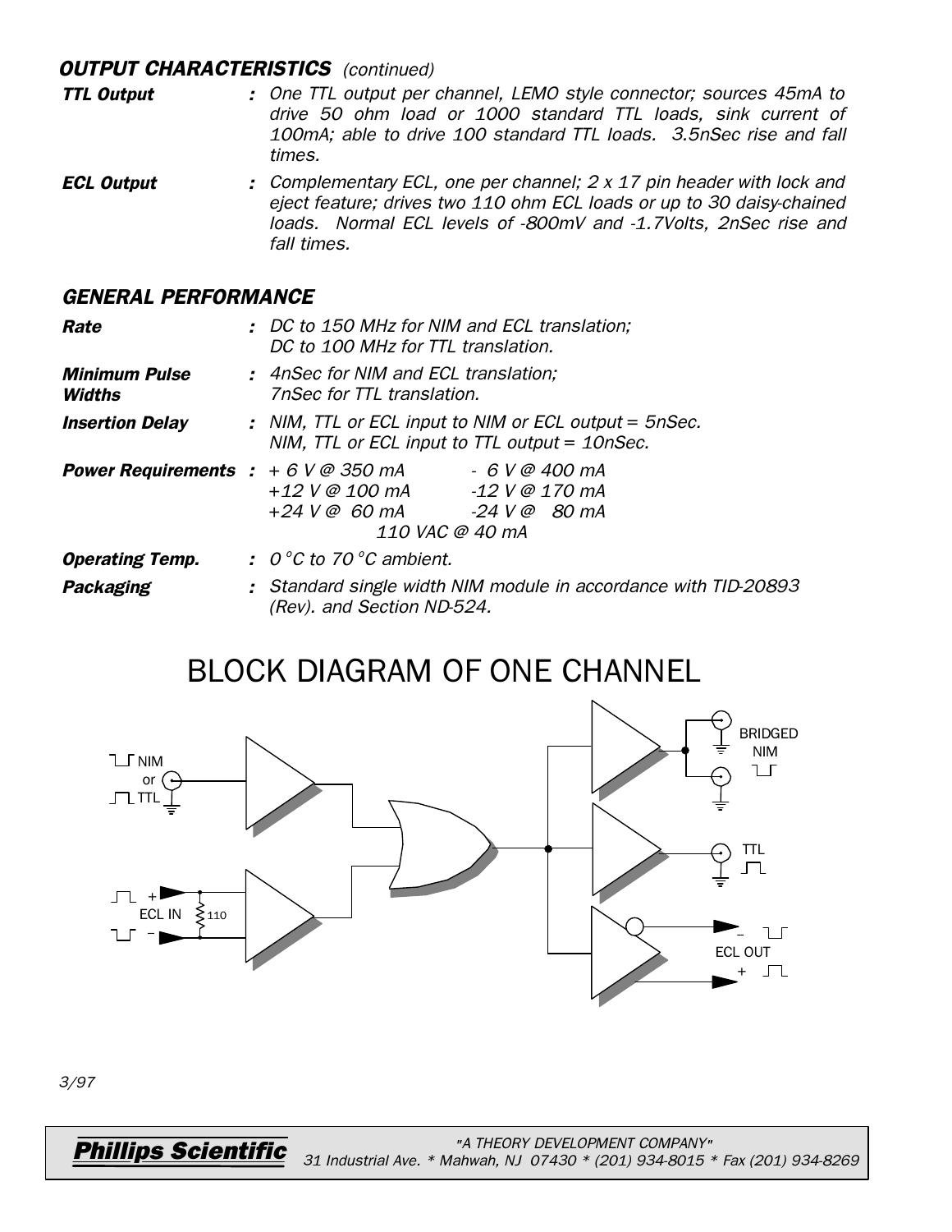### *OUTPUT CHARACTERISTICS* *(continued)*

***TTL Output*** : *One TTL output per channel, LEMO style connector; sources 45mA to drive 50 ohm load or 1000 standard TTL loads, sink current of 100mA; able to drive 100 standard TTL loads. 3.5nSec rise and fall times.*

***ECL Output*** : *Complementary ECL, one per channel; 2 x 17 pin header with lock and eject feature; drives two 110 ohm ECL loads or up to 30 daisy-chained loads. Normal ECL levels of -800mV and -1.7Volts, 2nSec rise and fall times.*

### *GENERAL PERFORMANCE*

***Rate*** : *DC to 150 MHz for NIM and ECL translation; DC to 100 MHz for TTL translation.*

***Minimum Pulse Widths*** : *4nSec for NIM and ECL translation; 7nSec for TTL translation.*

***Insertion Delay*** : *NIM, TTL or ECL input to NIM or ECL output = 5nSec. NIM, TTL or ECL input to TTL output = 10nSec.*

***Power Requirements*** :

| | |
|---|---|
| *+ 6 V @ 350 mA* | *- 6 V @ 400 mA* |
| *+12 V @ 100 mA* | *-12 V @ 170 mA* |
| *+24 V @ 60 mA* | *-24 V @ 80 mA* |

*110 VAC @ 40 mA*

***Operating Temp.*** : *0 °C to 70 °C ambient.*

***Packaging*** : *Standard single width NIM module in accordance with TID-20893 (Rev). and Section ND-524.*

# BLOCK DIAGRAM OF ONE CHANNEL

NIM
or
TTL

\+
ECL IN
−
110

BRIDGED
NIM

TTL

−
ECL OUT
\+

3/97